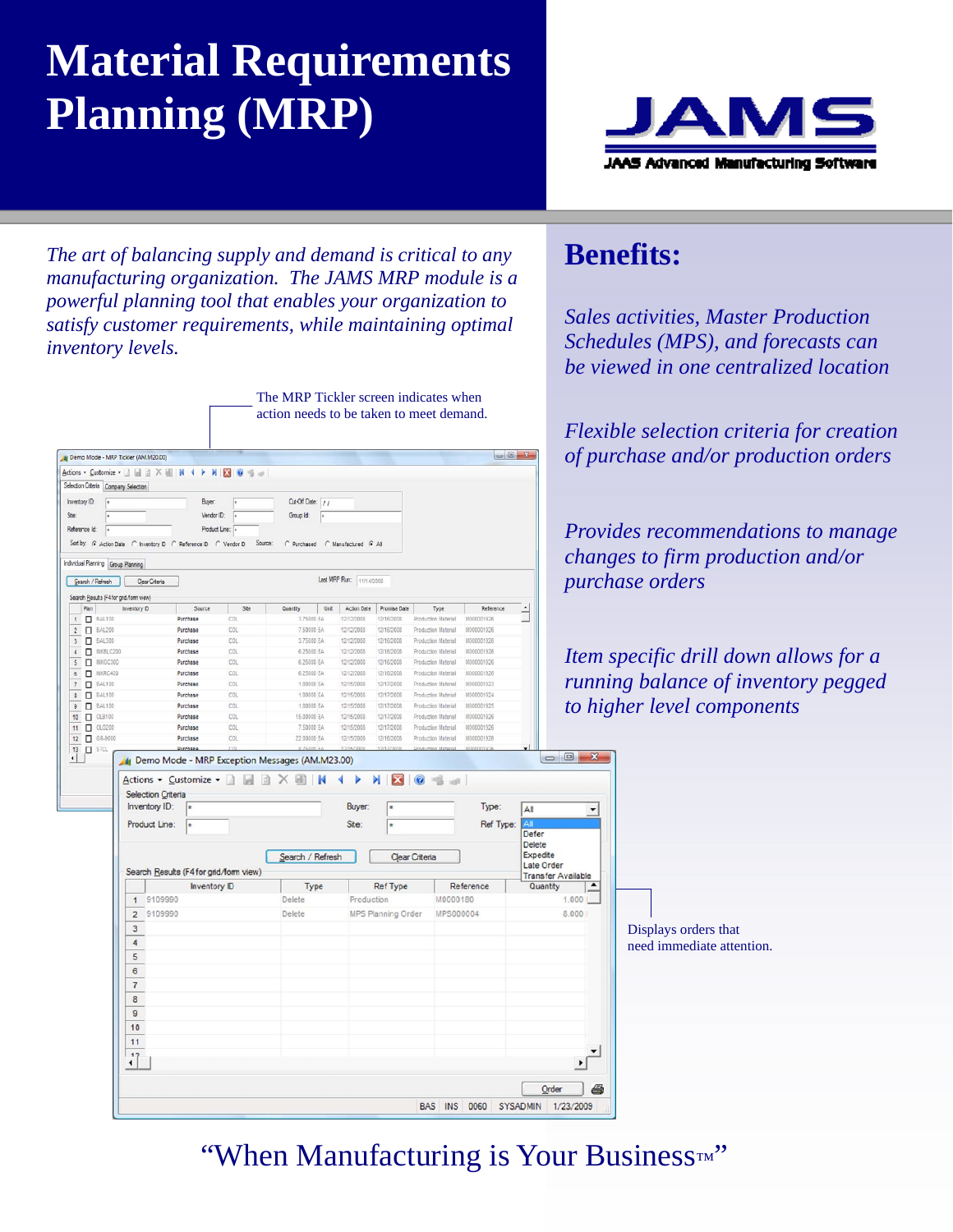# Material Requirements Planning (MRP)

JAMS
JAAS Advanced Manufacturing Software

*The art of balancing supply and demand is critical to any manufacturing organization. The JAMS MRP module is a powerful planning tool that enables your organization to satisfy customer requirements, while maintaining optimal inventory levels.*

The MRP Tickler screen indicates when action needs to be taken to meet demand.

Displays orders that need immediate attention.

## Benefits:

*Sales activities, Master Production Schedules (MPS), and forecasts can be viewed in one centralized location*

*Flexible selection criteria for creation of purchase and/or production orders*

*Provides recommendations to manage changes to firm production and/or purchase orders*

*Item specific drill down allows for a running balance of inventory pegged to higher level components*

"When Manufacturing is Your Business™"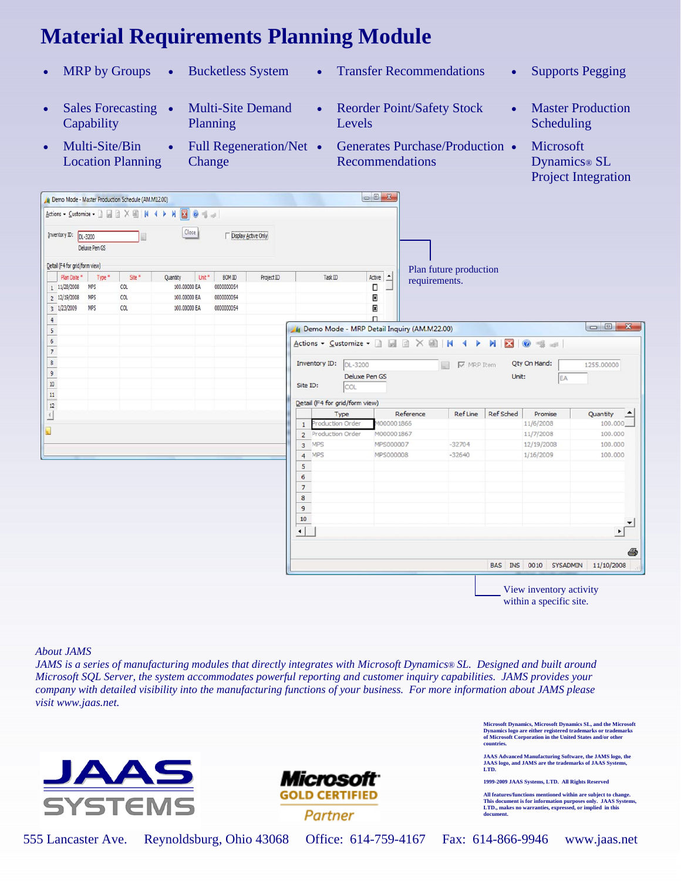# Material Requirements Planning Module

- MRP by Groups
- Bucketless System
- Transfer Recommendations
- Supports Pegging
- Sales Forecasting Capability
- Multi-Site Demand Planning
- Reorder Point/Safety Stock Levels
- Master Production Scheduling
- Multi-Site/Bin Location Planning
- Full Regeneration/Net Change
- Generates Purchase/Production Recommendations
- Microsoft Dynamics® SL Project Integration

Plan future production requirements.

View inventory activity within a specific site.

*About JAMS*
*JAMS is a series of manufacturing modules that directly integrates with Microsoft Dynamics® SL. Designed and built around Microsoft SQL Server, the system accommodates powerful reporting and customer inquiry capabilities. JAMS provides your company with detailed visibility into the manufacturing functions of your business. For more information about JAMS please visit www.jaas.net.*

**Microsoft Dynamics, Microsoft Dynamics SL, and the Microsoft Dynamics logo are either registered trademarks or trademarks of Microsoft Corporation in the United States and/or other countries.**

**JAAS Advanced Manufacturing Software, the JAMS logo, the JAAS logo, and JAMS are the trademarks of JAAS Systems, LTD.**

**1999-2009 JAAS Systems, LTD. All Rights Reserved**

**All features/functions mentioned within are subject to change. This document is for information purposes only. JAAS Systems, LTD., makes no warranties, expressed, or implied in this document.**

JAAS SYSTEMS

Microsoft GOLD CERTIFIED Partner

555 Lancaster Ave. Reynoldsburg, Ohio 43068 Office: 614-759-4167 Fax: 614-866-9946 www.jaas.net